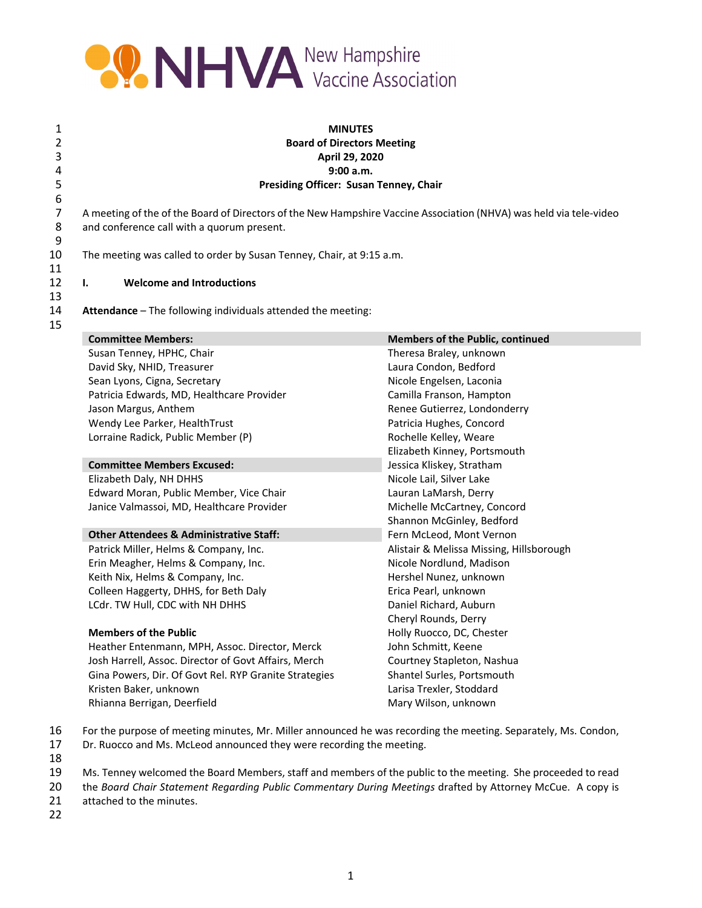# MINUTES

**Board of Directors Meeting**
**April 29, 2020**
**9:00 a.m.**
**Presiding Officer: Susan Tenney, Chair**

A meeting of the of the Board of Directors of the New Hampshire Vaccine Association (NHVA) was held via tele-video and conference call with a quorum present.

The meeting was called to order by Susan Tenney, Chair, at 9:15 a.m.

## I. Welcome and Introductions

**Attendance** – The following individuals attended the meeting:

| **Committee Members:** | **Members of the Public, continued** |
|---|---|
| Susan Tenney, HPHC, Chair | Theresa Braley, unknown |
| David Sky, NHID, Treasurer | Laura Condon, Bedford |
| Sean Lyons, Cigna, Secretary | Nicole Engelsen, Laconia |
| Patricia Edwards, MD, Healthcare Provider | Camilla Franson, Hampton |
| Jason Margus, Anthem | Renee Gutierrez, Londonderry |
| Wendy Lee Parker, HealthTrust | Patricia Hughes, Concord |
| Lorraine Radick, Public Member (P) | Rochelle Kelley, Weare |
| | Elizabeth Kinney, Portsmouth |
| **Committee Members Excused:** | Jessica Kliskey, Stratham |
| Elizabeth Daly, NH DHHS | Nicole Lail, Silver Lake |
| Edward Moran, Public Member, Vice Chair | Lauran LaMarsh, Derry |
| Janice Valmassoi, MD, Healthcare Provider | Michelle McCartney, Concord |
| | Shannon McGinley, Bedford |
| **Other Attendees & Administrative Staff:** | Fern McLeod, Mont Vernon |
| Patrick Miller, Helms & Company, Inc. | Alistair & Melissa Missing, Hillsborough |
| Erin Meagher, Helms & Company, Inc. | Nicole Nordlund, Madison |
| Keith Nix, Helms & Company, Inc. | Hershel Nunez, unknown |
| Colleen Haggerty, DHHS, for Beth Daly | Erica Pearl, unknown |
| LCdr. TW Hull, CDC with NH DHHS | Daniel Richard, Auburn |
| | Cheryl Rounds, Derry |
| **Members of the Public** | Holly Ruocco, DC, Chester |
| Heather Entenmann, MPH, Assoc. Director, Merck | John Schmitt, Keene |
| Josh Harrell, Assoc. Director of Govt Affairs, Merch | Courtney Stapleton, Nashua |
| Gina Powers, Dir. Of Govt Rel. RYP Granite Strategies | Shantel Surles, Portsmouth |
| Kristen Baker, unknown | Larisa Trexler, Stoddard |
| Rhianna Berrigan, Deerfield | Mary Wilson, unknown |

For the purpose of meeting minutes, Mr. Miller announced he was recording the meeting. Separately, Ms. Condon, Dr. Ruocco and Ms. McLeod announced they were recording the meeting.

Ms. Tenney welcomed the Board Members, staff and members of the public to the meeting. She proceeded to read the *Board Chair Statement Regarding Public Commentary During Meetings* drafted by Attorney McCue. A copy is attached to the minutes.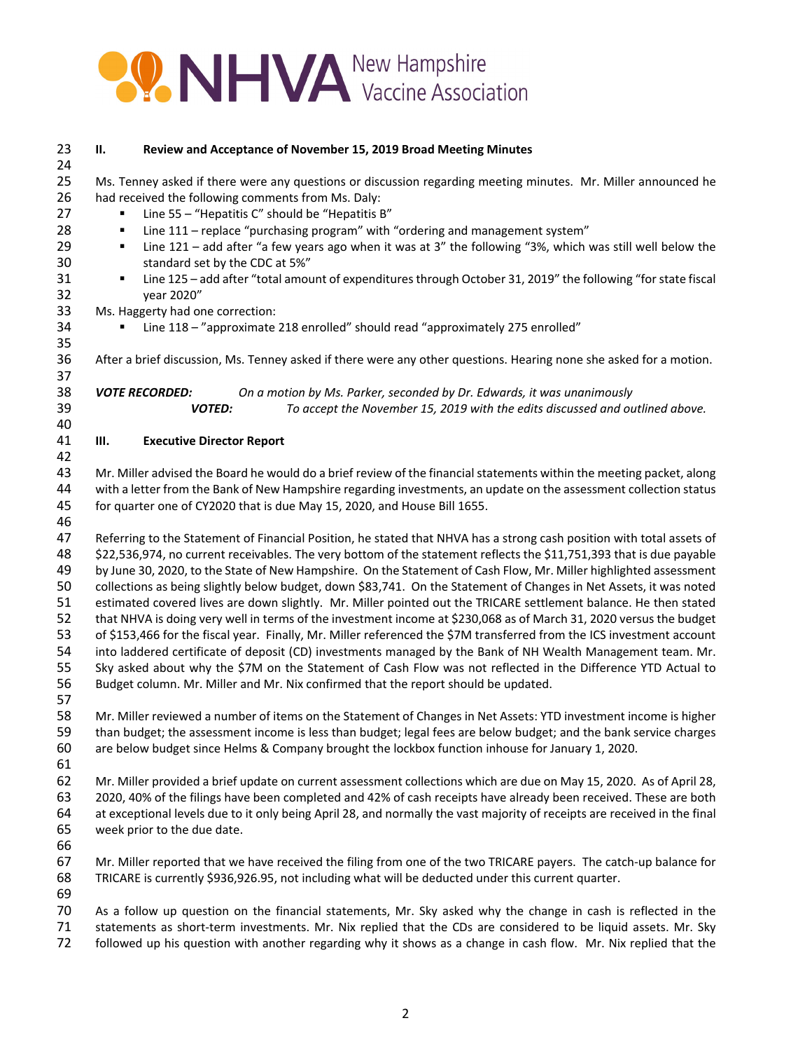## II. Review and Acceptance of November 15, 2019 Broad Meeting Minutes

Ms. Tenney asked if there were any questions or discussion regarding meeting minutes. Mr. Miller announced he had received the following comments from Ms. Daly:

- Line 55 – "Hepatitis C" should be "Hepatitis B"
- Line 111 – replace "purchasing program" with "ordering and management system"
- Line 121 – add after "a few years ago when it was at 3" the following "3%, which was still well below the standard set by the CDC at 5%"
- Line 125 – add after "total amount of expenditures through October 31, 2019" the following "for state fiscal year 2020"

Ms. Haggerty had one correction:

- Line 118 – "approximate 218 enrolled" should read "approximately 275 enrolled"

After a brief discussion, Ms. Tenney asked if there were any other questions. Hearing none she asked for a motion.

***VOTE RECORDED:*** *On a motion by Ms. Parker, seconded by Dr. Edwards, it was unanimously*
***VOTED:*** *To accept the November 15, 2019 with the edits discussed and outlined above.*

## III. Executive Director Report

Mr. Miller advised the Board he would do a brief review of the financial statements within the meeting packet, along with a letter from the Bank of New Hampshire regarding investments, an update on the assessment collection status for quarter one of CY2020 that is due May 15, 2020, and House Bill 1655.

Referring to the Statement of Financial Position, he stated that NHVA has a strong cash position with total assets of $22,536,974, no current receivables. The very bottom of the statement reflects the $11,751,393 that is due payable by June 30, 2020, to the State of New Hampshire. On the Statement of Cash Flow, Mr. Miller highlighted assessment collections as being slightly below budget, down $83,741. On the Statement of Changes in Net Assets, it was noted estimated covered lives are down slightly. Mr. Miller pointed out the TRICARE settlement balance. He then stated that NHVA is doing very well in terms of the investment income at $230,068 as of March 31, 2020 versus the budget of $153,466 for the fiscal year. Finally, Mr. Miller referenced the $7M transferred from the ICS investment account into laddered certificate of deposit (CD) investments managed by the Bank of NH Wealth Management team. Mr. Sky asked about why the $7M on the Statement of Cash Flow was not reflected in the Difference YTD Actual to Budget column. Mr. Miller and Mr. Nix confirmed that the report should be updated.

Mr. Miller reviewed a number of items on the Statement of Changes in Net Assets: YTD investment income is higher than budget; the assessment income is less than budget; legal fees are below budget; and the bank service charges are below budget since Helms & Company brought the lockbox function inhouse for January 1, 2020.

Mr. Miller provided a brief update on current assessment collections which are due on May 15, 2020. As of April 28, 2020, 40% of the filings have been completed and 42% of cash receipts have already been received. These are both at exceptional levels due to it only being April 28, and normally the vast majority of receipts are received in the final week prior to the due date.

Mr. Miller reported that we have received the filing from one of the two TRICARE payers. The catch-up balance for TRICARE is currently $936,926.95, not including what will be deducted under this current quarter.

As a follow up question on the financial statements, Mr. Sky asked why the change in cash is reflected in the statements as short-term investments. Mr. Nix replied that the CDs are considered to be liquid assets. Mr. Sky followed up his question with another regarding why it shows as a change in cash flow. Mr. Nix replied that the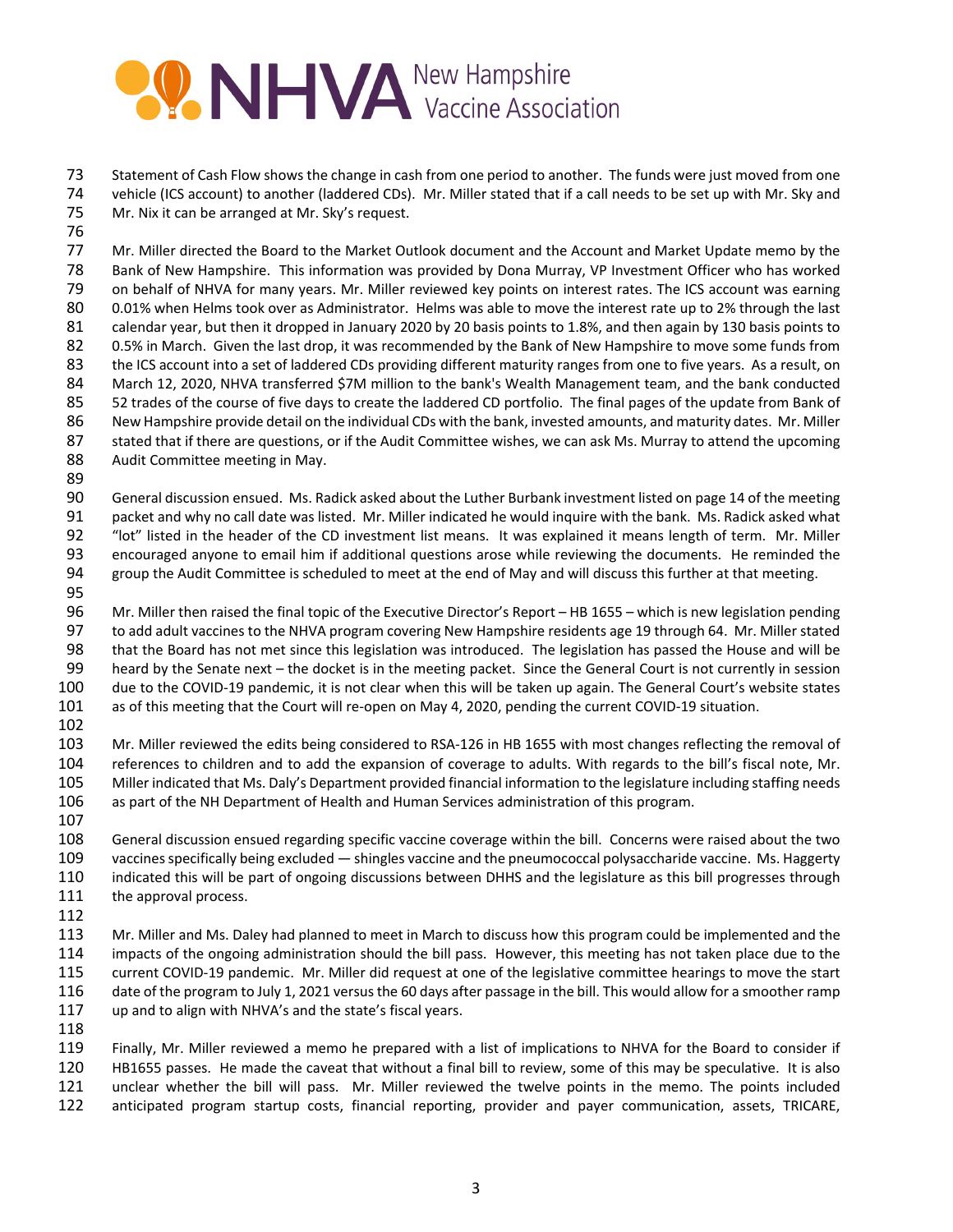Statement of Cash Flow shows the change in cash from one period to another. The funds were just moved from one vehicle (ICS account) to another (laddered CDs). Mr. Miller stated that if a call needs to be set up with Mr. Sky and Mr. Nix it can be arranged at Mr. Sky's request.

Mr. Miller directed the Board to the Market Outlook document and the Account and Market Update memo by the Bank of New Hampshire. This information was provided by Dona Murray, VP Investment Officer who has worked on behalf of NHVA for many years. Mr. Miller reviewed key points on interest rates. The ICS account was earning 0.01% when Helms took over as Administrator. Helms was able to move the interest rate up to 2% through the last calendar year, but then it dropped in January 2020 by 20 basis points to 1.8%, and then again by 130 basis points to 0.5% in March. Given the last drop, it was recommended by the Bank of New Hampshire to move some funds from the ICS account into a set of laddered CDs providing different maturity ranges from one to five years. As a result, on March 12, 2020, NHVA transferred $7M million to the bank's Wealth Management team, and the bank conducted 52 trades of the course of five days to create the laddered CD portfolio. The final pages of the update from Bank of New Hampshire provide detail on the individual CDs with the bank, invested amounts, and maturity dates. Mr. Miller stated that if there are questions, or if the Audit Committee wishes, we can ask Ms. Murray to attend the upcoming Audit Committee meeting in May.

General discussion ensued. Ms. Radick asked about the Luther Burbank investment listed on page 14 of the meeting packet and why no call date was listed. Mr. Miller indicated he would inquire with the bank. Ms. Radick asked what "lot" listed in the header of the CD investment list means. It was explained it means length of term. Mr. Miller encouraged anyone to email him if additional questions arose while reviewing the documents. He reminded the group the Audit Committee is scheduled to meet at the end of May and will discuss this further at that meeting.

Mr. Miller then raised the final topic of the Executive Director's Report – HB 1655 – which is new legislation pending to add adult vaccines to the NHVA program covering New Hampshire residents age 19 through 64. Mr. Miller stated that the Board has not met since this legislation was introduced. The legislation has passed the House and will be heard by the Senate next – the docket is in the meeting packet. Since the General Court is not currently in session due to the COVID-19 pandemic, it is not clear when this will be taken up again. The General Court's website states as of this meeting that the Court will re-open on May 4, 2020, pending the current COVID-19 situation.

Mr. Miller reviewed the edits being considered to RSA-126 in HB 1655 with most changes reflecting the removal of references to children and to add the expansion of coverage to adults. With regards to the bill's fiscal note, Mr. Miller indicated that Ms. Daly's Department provided financial information to the legislature including staffing needs as part of the NH Department of Health and Human Services administration of this program.

General discussion ensued regarding specific vaccine coverage within the bill. Concerns were raised about the two vaccines specifically being excluded — shingles vaccine and the pneumococcal polysaccharide vaccine. Ms. Haggerty indicated this will be part of ongoing discussions between DHHS and the legislature as this bill progresses through the approval process.

Mr. Miller and Ms. Daley had planned to meet in March to discuss how this program could be implemented and the impacts of the ongoing administration should the bill pass. However, this meeting has not taken place due to the current COVID-19 pandemic. Mr. Miller did request at one of the legislative committee hearings to move the start date of the program to July 1, 2021 versus the 60 days after passage in the bill. This would allow for a smoother ramp up and to align with NHVA's and the state's fiscal years.

Finally, Mr. Miller reviewed a memo he prepared with a list of implications to NHVA for the Board to consider if HB1655 passes. He made the caveat that without a final bill to review, some of this may be speculative. It is also unclear whether the bill will pass. Mr. Miller reviewed the twelve points in the memo. The points included anticipated program startup costs, financial reporting, provider and payer communication, assets, TRICARE,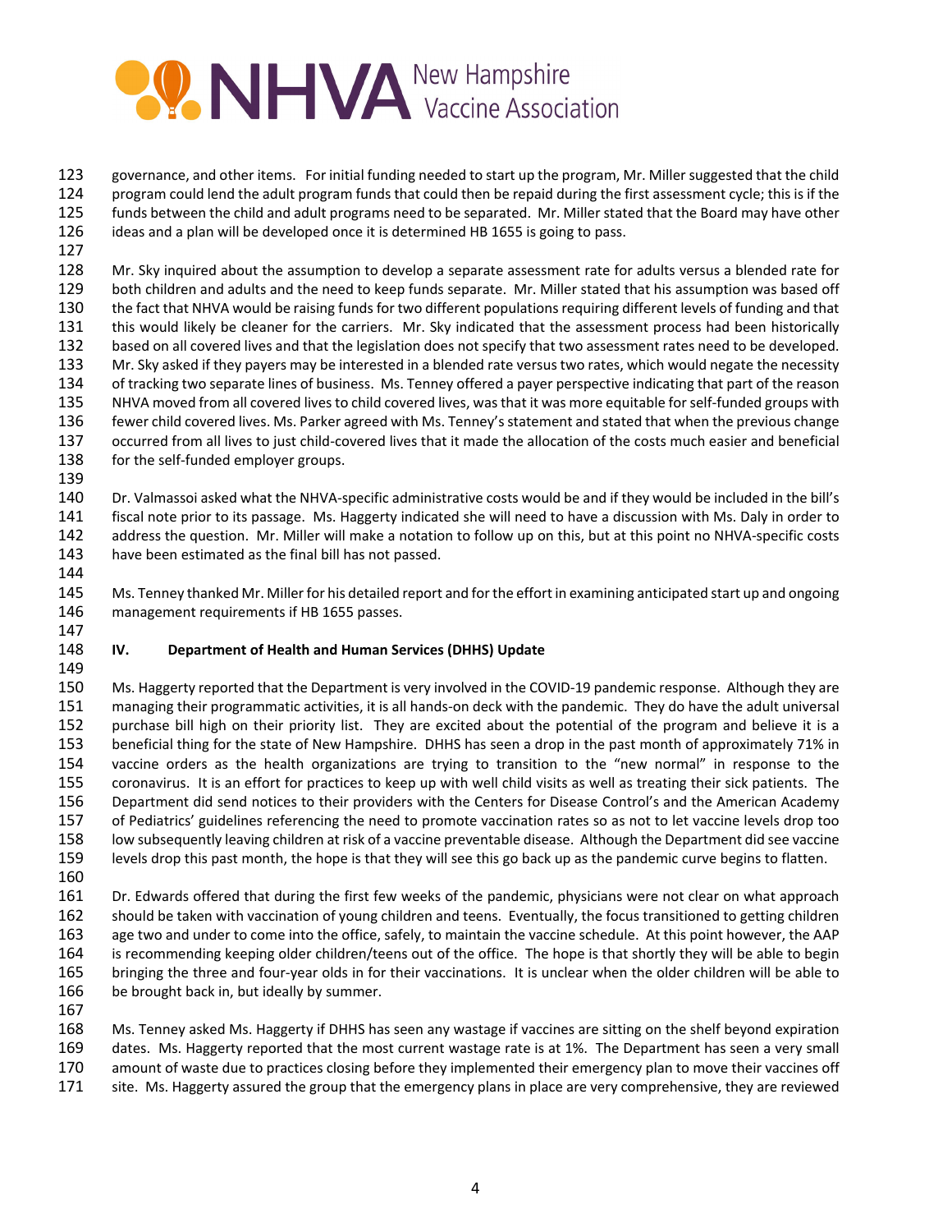governance, and other items. For initial funding needed to start up the program, Mr. Miller suggested that the child program could lend the adult program funds that could then be repaid during the first assessment cycle; this is if the funds between the child and adult programs need to be separated. Mr. Miller stated that the Board may have other ideas and a plan will be developed once it is determined HB 1655 is going to pass.

Mr. Sky inquired about the assumption to develop a separate assessment rate for adults versus a blended rate for both children and adults and the need to keep funds separate. Mr. Miller stated that his assumption was based off the fact that NHVA would be raising funds for two different populations requiring different levels of funding and that this would likely be cleaner for the carriers. Mr. Sky indicated that the assessment process had been historically based on all covered lives and that the legislation does not specify that two assessment rates need to be developed. Mr. Sky asked if they payers may be interested in a blended rate versus two rates, which would negate the necessity of tracking two separate lines of business. Ms. Tenney offered a payer perspective indicating that part of the reason NHVA moved from all covered lives to child covered lives, was that it was more equitable for self-funded groups with fewer child covered lives. Ms. Parker agreed with Ms. Tenney's statement and stated that when the previous change occurred from all lives to just child-covered lives that it made the allocation of the costs much easier and beneficial for the self-funded employer groups.

Dr. Valmassoi asked what the NHVA-specific administrative costs would be and if they would be included in the bill's fiscal note prior to its passage. Ms. Haggerty indicated she will need to have a discussion with Ms. Daly in order to address the question. Mr. Miller will make a notation to follow up on this, but at this point no NHVA-specific costs have been estimated as the final bill has not passed.

Ms. Tenney thanked Mr. Miller for his detailed report and for the effort in examining anticipated start up and ongoing management requirements if HB 1655 passes.

## IV. Department of Health and Human Services (DHHS) Update

Ms. Haggerty reported that the Department is very involved in the COVID-19 pandemic response. Although they are managing their programmatic activities, it is all hands-on deck with the pandemic. They do have the adult universal purchase bill high on their priority list. They are excited about the potential of the program and believe it is a beneficial thing for the state of New Hampshire. DHHS has seen a drop in the past month of approximately 71% in vaccine orders as the health organizations are trying to transition to the "new normal" in response to the coronavirus. It is an effort for practices to keep up with well child visits as well as treating their sick patients. The Department did send notices to their providers with the Centers for Disease Control's and the American Academy of Pediatrics' guidelines referencing the need to promote vaccination rates so as not to let vaccine levels drop too low subsequently leaving children at risk of a vaccine preventable disease. Although the Department did see vaccine levels drop this past month, the hope is that they will see this go back up as the pandemic curve begins to flatten.

Dr. Edwards offered that during the first few weeks of the pandemic, physicians were not clear on what approach should be taken with vaccination of young children and teens. Eventually, the focus transitioned to getting children age two and under to come into the office, safely, to maintain the vaccine schedule. At this point however, the AAP is recommending keeping older children/teens out of the office. The hope is that shortly they will be able to begin bringing the three and four-year olds in for their vaccinations. It is unclear when the older children will be able to be brought back in, but ideally by summer.

Ms. Tenney asked Ms. Haggerty if DHHS has seen any wastage if vaccines are sitting on the shelf beyond expiration dates. Ms. Haggerty reported that the most current wastage rate is at 1%. The Department has seen a very small amount of waste due to practices closing before they implemented their emergency plan to move their vaccines off site. Ms. Haggerty assured the group that the emergency plans in place are very comprehensive, they are reviewed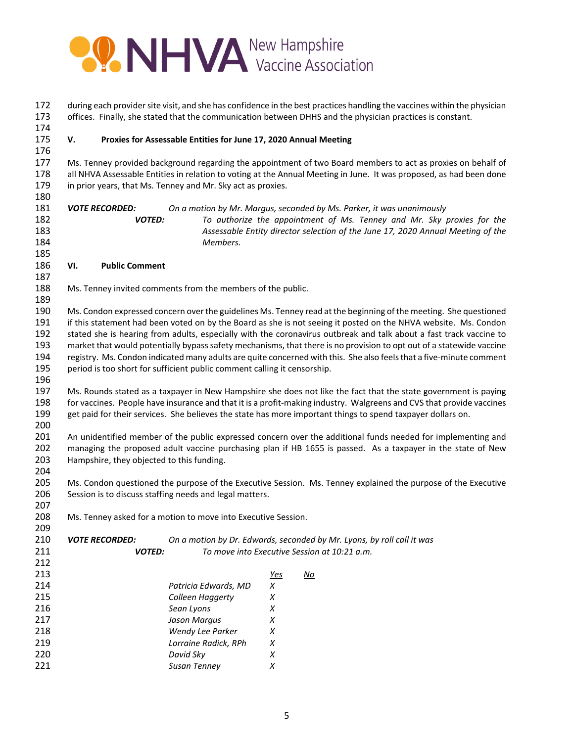during each provider site visit, and she has confidence in the best practices handling the vaccines within the physician offices. Finally, she stated that the communication between DHHS and the physician practices is constant.

## V. Proxies for Assessable Entities for June 17, 2020 Annual Meeting

Ms. Tenney provided background regarding the appointment of two Board members to act as proxies on behalf of all NHVA Assessable Entities in relation to voting at the Annual Meeting in June. It was proposed, as had been done in prior years, that Ms. Tenney and Mr. Sky act as proxies.

***VOTE RECORDED:*** *On a motion by Mr. Margus, seconded by Ms. Parker, it was unanimously*

***VOTED:*** *To authorize the appointment of Ms. Tenney and Mr. Sky proxies for the Assessable Entity director selection of the June 17, 2020 Annual Meeting of the Members.*

## VI. Public Comment

Ms. Tenney invited comments from the members of the public.

Ms. Condon expressed concern over the guidelines Ms. Tenney read at the beginning of the meeting. She questioned if this statement had been voted on by the Board as she is not seeing it posted on the NHVA website. Ms. Condon stated she is hearing from adults, especially with the coronavirus outbreak and talk about a fast track vaccine to market that would potentially bypass safety mechanisms, that there is no provision to opt out of a statewide vaccine registry. Ms. Condon indicated many adults are quite concerned with this. She also feels that a five-minute comment period is too short for sufficient public comment calling it censorship.

Ms. Rounds stated as a taxpayer in New Hampshire she does not like the fact that the state government is paying for vaccines. People have insurance and that it is a profit-making industry. Walgreens and CVS that provide vaccines get paid for their services. She believes the state has more important things to spend taxpayer dollars on.

An unidentified member of the public expressed concern over the additional funds needed for implementing and managing the proposed adult vaccine purchasing plan if HB 1655 is passed. As a taxpayer in the state of New Hampshire, they objected to this funding.

Ms. Condon questioned the purpose of the Executive Session. Ms. Tenney explained the purpose of the Executive Session is to discuss staffing needs and legal matters.

Ms. Tenney asked for a motion to move into Executive Session.

***VOTE RECORDED:*** *On a motion by Dr. Edwards, seconded by Mr. Lyons, by roll call it was*

***VOTED:*** *To move into Executive Session at 10:21 a.m.*

| | Yes | No |
|---|---|---|
| *Patricia Edwards, MD* | *X* | |
| *Colleen Haggerty* | *X* | |
| *Sean Lyons* | *X* | |
| *Jason Margus* | *X* | |
| *Wendy Lee Parker* | *X* | |
| *Lorraine Radick, RPh* | *X* | |
| *David Sky* | *X* | |
| *Susan Tenney* | *X* | |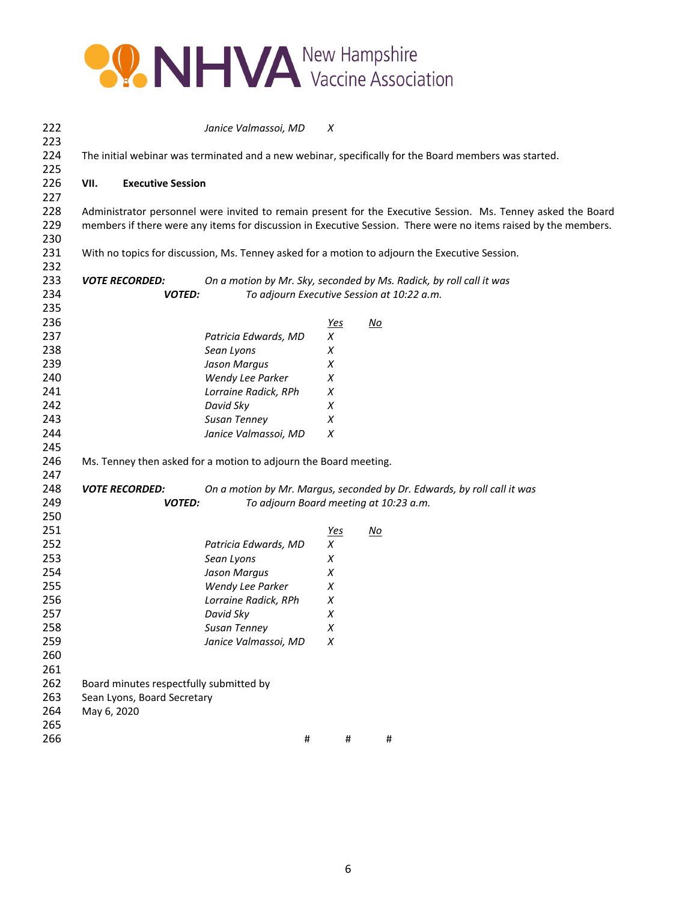| | |
|---|---|
| *Janice Valmassoi, MD* | X |

The initial webinar was terminated and a new webinar, specifically for the Board members was started.

## VII. Executive Session

Administrator personnel were invited to remain present for the Executive Session. Ms. Tenney asked the Board members if there were any items for discussion in Executive Session. There were no items raised by the members.

With no topics for discussion, Ms. Tenney asked for a motion to adjourn the Executive Session.

***VOTE RECORDED:*** *On a motion by Mr. Sky, seconded by Ms. Radick, by roll call it was*
***VOTED:*** *To adjourn Executive Session at 10:22 a.m.*

| | Yes | No |
|---|---|---|
| *Patricia Edwards, MD* | X | |
| *Sean Lyons* | X | |
| *Jason Margus* | X | |
| *Wendy Lee Parker* | X | |
| *Lorraine Radick, RPh* | X | |
| *David Sky* | X | |
| *Susan Tenney* | X | |
| *Janice Valmassoi, MD* | X | |

Ms. Tenney then asked for a motion to adjourn the Board meeting.

***VOTE RECORDED:*** *On a motion by Mr. Margus, seconded by Dr. Edwards, by roll call it was*
***VOTED:*** *To adjourn Board meeting at 10:23 a.m.*

| | Yes | No |
|---|---|---|
| *Patricia Edwards, MD* | X | |
| *Sean Lyons* | X | |
| *Jason Margus* | X | |
| *Wendy Lee Parker* | X | |
| *Lorraine Radick, RPh* | X | |
| *David Sky* | X | |
| *Susan Tenney* | X | |
| *Janice Valmassoi, MD* | X | |

Board minutes respectfully submitted by
Sean Lyons, Board Secretary
May 6, 2020

# # #